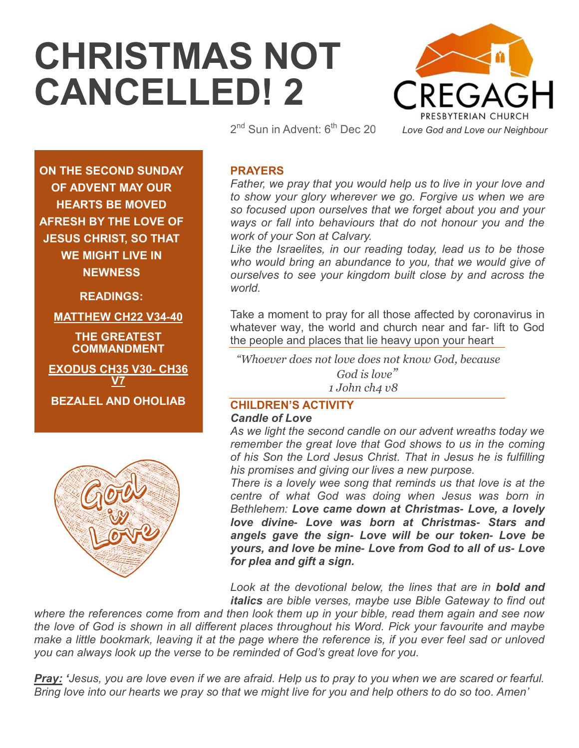# CHRISTMAS NOT CANCELLED! 2

2nd Sun in Advent: 6th Dec 20

CREGAGH PRESBYTERIAN CHURCH

*Love God and Love our Neighbour*

**ON THE SECOND SUNDAY OF ADVENT MAY OUR HEARTS BE MOVED AFRESH BY THE LOVE OF JESUS CHRIST, SO THAT WE MIGHT LIVE IN NEWNESS**

**READINGS:**

**MATTHEW CH22 V34-40**

**THE GREATEST COMMANDMENT**

**EXODUS CH35 V30- CH36 V7**

**BEZALEL AND OHOLIAB**

## PRAYERS

*Father, we pray that you would help us to live in your love and to show your glory wherever we go. Forgive us when we are so focused upon ourselves that we forget about you and your ways or fall into behaviours that do not honour you and the work of your Son at Calvary.*

*Like the Israelites, in our reading today, lead us to be those who would bring an abundance to you, that we would give of ourselves to see your kingdom built close by and across the world.*

Take a moment to pray for all those affected by coronavirus in whatever way, the world and church near and far- lift to God the people and places that lie heavy upon your heart

*"Whoever does not love does not know God, because God is love"*
*1 John ch4 v8*

## CHILDREN'S ACTIVITY

***Candle of Love***

*As we light the second candle on our advent wreaths today we remember the great love that God shows to us in the coming of his Son the Lord Jesus Christ. That in Jesus he is fulfilling his promises and giving our lives a new purpose.*

*There is a lovely wee song that reminds us that love is at the centre of what God was doing when Jesus was born in Bethlehem:* ***Love came down at Christmas- Love, a lovely love divine- Love was born at Christmas- Stars and angels gave the sign- Love will be our token- Love be yours, and love be mine- Love from God to all of us- Love for plea and gift a sign.***

*Look at the devotional below, the lines that are in* ***bold and italics*** *are bible verses, maybe use Bible Gateway to find out where the references come from and then look them up in your bible, read them again and see now the love of God is shown in all different places throughout his Word. Pick your favourite and maybe make a little bookmark, leaving it at the page where the reference is, if you ever feel sad or unloved you can always look up the verse to be reminded of God's great love for you.*

***Pray:*** *'Jesus, you are love even if we are afraid. Help us to pray to you when we are scared or fearful. Bring love into our hearts we pray so that we might live for you and help others to do so too. Amen'*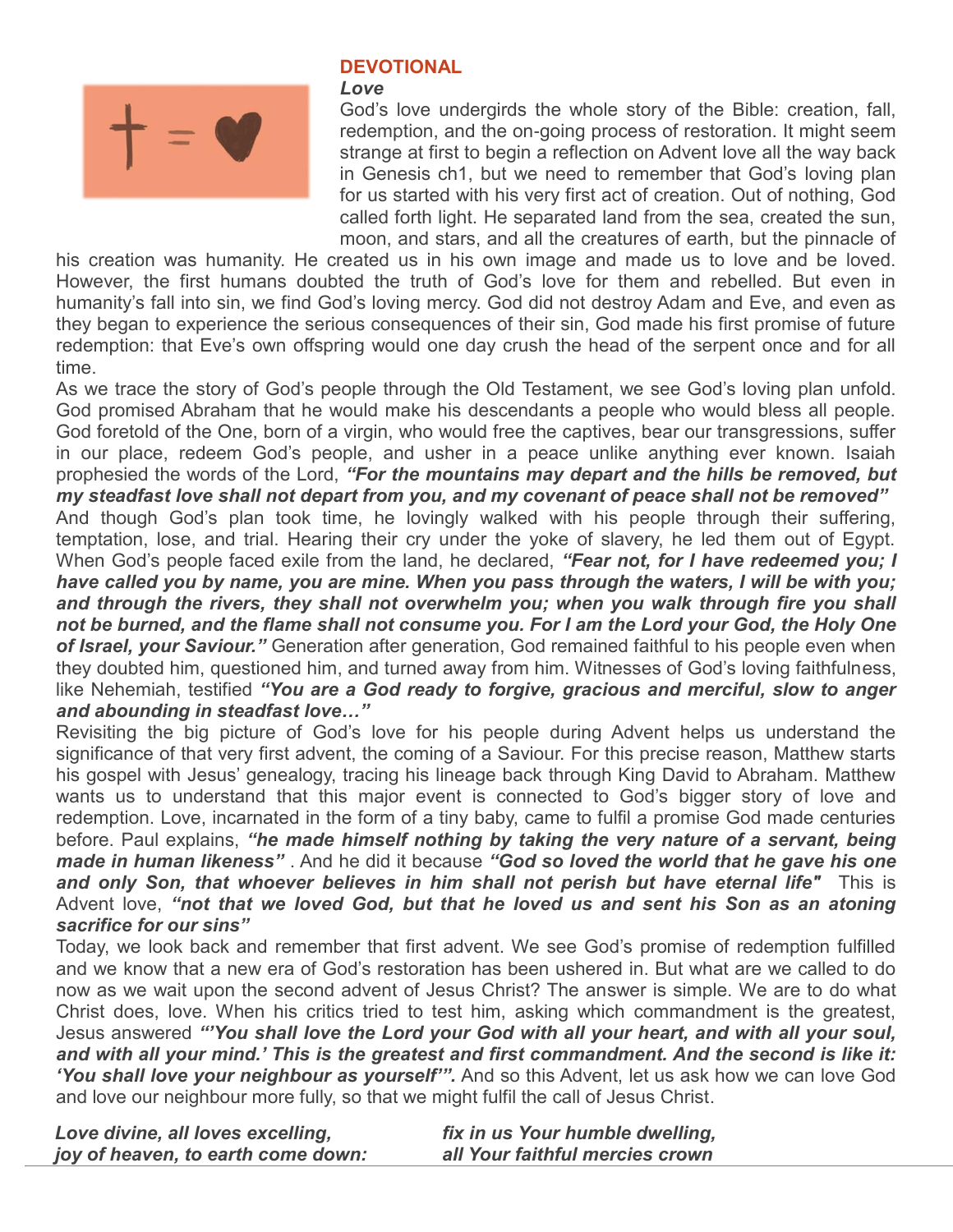## DEVOTIONAL

***Love***

God's love undergirds the whole story of the Bible: creation, fall, redemption, and the on-going process of restoration. It might seem strange at first to begin a reflection on Advent love all the way back in Genesis ch1, but we need to remember that God's loving plan for us started with his very first act of creation. Out of nothing, God called forth light. He separated land from the sea, created the sun, moon, and stars, and all the creatures of earth, but the pinnacle of his creation was humanity. He created us in his own image and made us to love and be loved. However, the first humans doubted the truth of God's love for them and rebelled. But even in humanity's fall into sin, we find God's loving mercy. God did not destroy Adam and Eve, and even as they began to experience the serious consequences of their sin, God made his first promise of future redemption: that Eve's own offspring would one day crush the head of the serpent once and for all time.

As we trace the story of God's people through the Old Testament, we see God's loving plan unfold. God promised Abraham that he would make his descendants a people who would bless all people. God foretold of the One, born of a virgin, who would free the captives, bear our transgressions, suffer in our place, redeem God's people, and usher in a peace unlike anything ever known. Isaiah prophesied the words of the Lord, ***"For the mountains may depart and the hills be removed, but my steadfast love shall not depart from you, and my covenant of peace shall not be removed"***

And though God's plan took time, he lovingly walked with his people through their suffering, temptation, lose, and trial. Hearing their cry under the yoke of slavery, he led them out of Egypt. When God's people faced exile from the land, he declared, ***"Fear not, for I have redeemed you; I have called you by name, you are mine. When you pass through the waters, I will be with you; and through the rivers, they shall not overwhelm you; when you walk through fire you shall not be burned, and the flame shall not consume you. For I am the Lord your God, the Holy One of Israel, your Saviour."*** Generation after generation, God remained faithful to his people even when they doubted him, questioned him, and turned away from him. Witnesses of God's loving faithfulness, like Nehemiah, testified ***"You are a God ready to forgive, gracious and merciful, slow to anger and abounding in steadfast love…"***

Revisiting the big picture of God's love for his people during Advent helps us understand the significance of that very first advent, the coming of a Saviour. For this precise reason, Matthew starts his gospel with Jesus' genealogy, tracing his lineage back through King David to Abraham. Matthew wants us to understand that this major event is connected to God's bigger story of love and redemption. Love, incarnated in the form of a tiny baby, came to fulfil a promise God made centuries before. Paul explains, ***"he made himself nothing by taking the very nature of a servant, being made in human likeness"*** . And he did it because ***"God so loved the world that he gave his one and only Son, that whoever believes in him shall not perish but have eternal life"*** This is Advent love, ***"not that we loved God, but that he loved us and sent his Son as an atoning sacrifice for our sins"***

Today, we look back and remember that first advent. We see God's promise of redemption fulfilled and we know that a new era of God's restoration has been ushered in. But what are we called to do now as we wait upon the second advent of Jesus Christ? The answer is simple. We are to do what Christ does, love. When his critics tried to test him, asking which commandment is the greatest, Jesus answered ***"'You shall love the Lord your God with all your heart, and with all your soul, and with all your mind.' This is the greatest and first commandment. And the second is like it: 'You shall love your neighbour as yourself'".*** And so this Advent, let us ask how we can love God and love our neighbour more fully, so that we might fulfil the call of Jesus Christ.

***Love divine, all loves excelling,***
***joy of heaven, to earth come down:***
***fix in us Your humble dwelling,***
***all Your faithful mercies crown***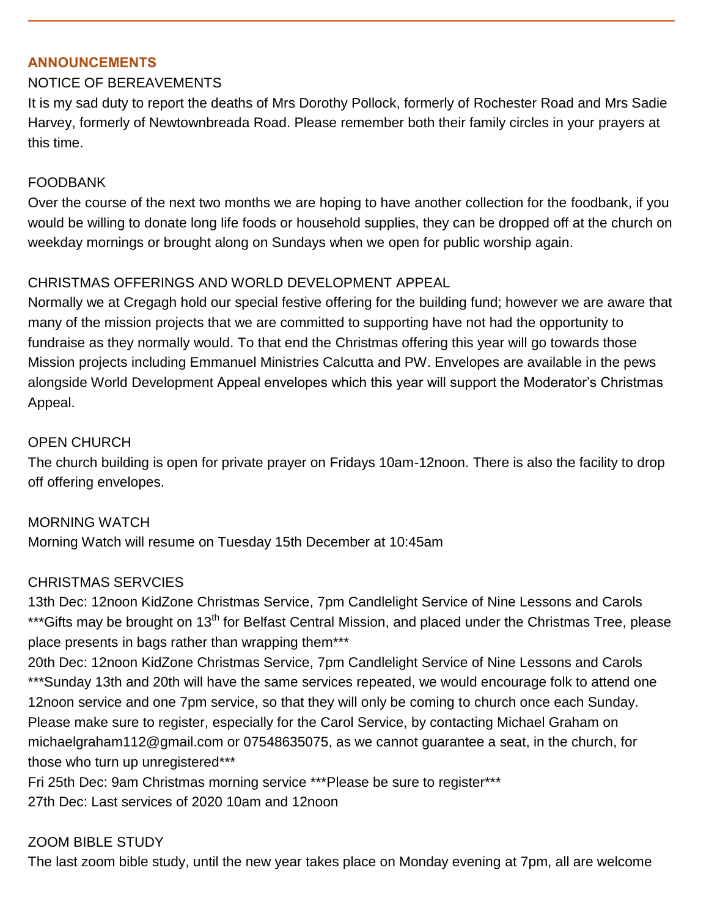## ANNOUNCEMENTS

NOTICE OF BEREAVEMENTS

It is my sad duty to report the deaths of Mrs Dorothy Pollock, formerly of Rochester Road and Mrs Sadie Harvey, formerly of Newtownbreada Road. Please remember both their family circles in your prayers at this time.

FOODBANK

Over the course of the next two months we are hoping to have another collection for the foodbank, if you would be willing to donate long life foods or household supplies, they can be dropped off at the church on weekday mornings or brought along on Sundays when we open for public worship again.

CHRISTMAS OFFERINGS AND WORLD DEVELOPMENT APPEAL

Normally we at Cregagh hold our special festive offering for the building fund; however we are aware that many of the mission projects that we are committed to supporting have not had the opportunity to fundraise as they normally would. To that end the Christmas offering this year will go towards those Mission projects including Emmanuel Ministries Calcutta and PW. Envelopes are available in the pews alongside World Development Appeal envelopes which this year will support the Moderator's Christmas Appeal.

OPEN CHURCH

The church building is open for private prayer on Fridays 10am-12noon. There is also the facility to drop off offering envelopes.

MORNING WATCH

Morning Watch will resume on Tuesday 15th December at 10:45am

CHRISTMAS SERVCIES

13th Dec: 12noon KidZone Christmas Service, 7pm Candlelight Service of Nine Lessons and Carols ***Gifts may be brought on 13th for Belfast Central Mission, and placed under the Christmas Tree, please place presents in bags rather than wrapping them***

20th Dec: 12noon KidZone Christmas Service, 7pm Candlelight Service of Nine Lessons and Carols ***Sunday 13th and 20th will have the same services repeated, we would encourage folk to attend one 12noon service and one 7pm service, so that they will only be coming to church once each Sunday. Please make sure to register, especially for the Carol Service, by contacting Michael Graham on michaelgraham112@gmail.com or 07548635075, as we cannot guarantee a seat, in the church, for those who turn up unregistered***

Fri 25th Dec: 9am Christmas morning service ***Please be sure to register***

27th Dec: Last services of 2020 10am and 12noon

ZOOM BIBLE STUDY

The last zoom bible study, until the new year takes place on Monday evening at 7pm, all are welcome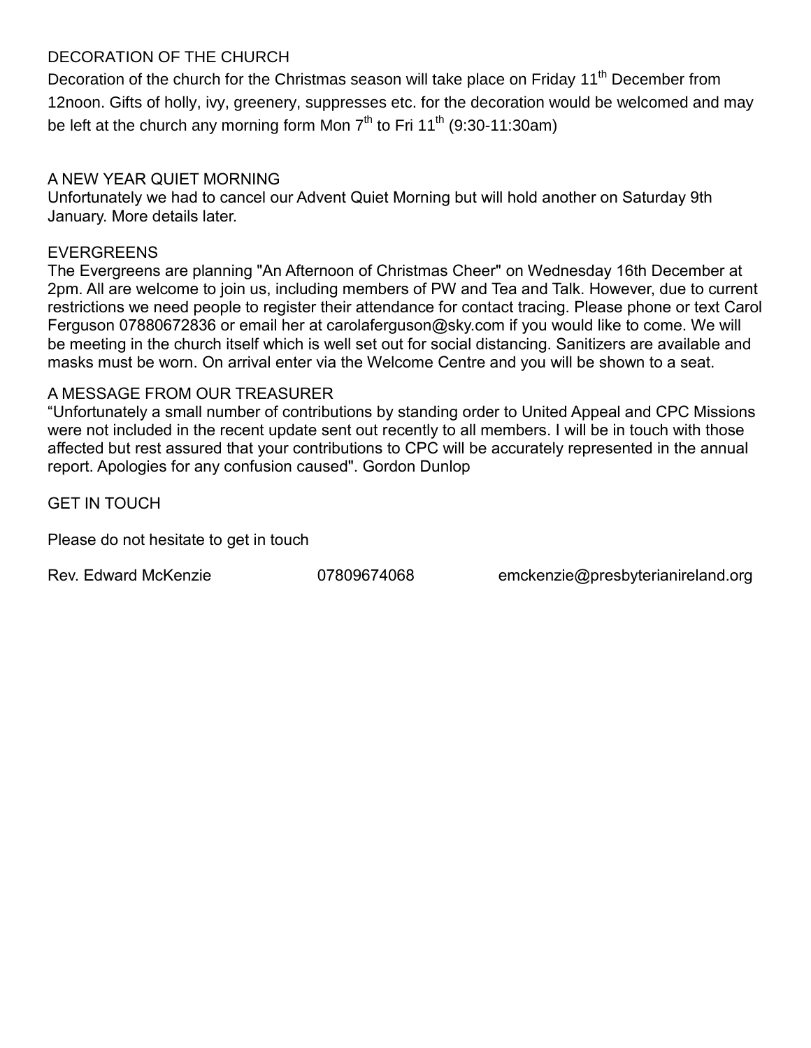## DECORATION OF THE CHURCH

Decoration of the church for the Christmas season will take place on Friday 11th December from 12noon. Gifts of holly, ivy, greenery, suppresses etc. for the decoration would be welcomed and may be left at the church any morning form Mon 7th to Fri 11th (9:30-11:30am)

## A NEW YEAR QUIET MORNING

Unfortunately we had to cancel our Advent Quiet Morning but will hold another on Saturday 9th January. More details later.

## EVERGREENS

The Evergreens are planning "An Afternoon of Christmas Cheer" on Wednesday 16th December at 2pm. All are welcome to join us, including members of PW and Tea and Talk. However, due to current restrictions we need people to register their attendance for contact tracing. Please phone or text Carol Ferguson 07880672836 or email her at carolaferguson@sky.com if you would like to come. We will be meeting in the church itself which is well set out for social distancing. Sanitizers are available and masks must be worn. On arrival enter via the Welcome Centre and you will be shown to a seat.

## A MESSAGE FROM OUR TREASURER

"Unfortunately a small number of contributions by standing order to United Appeal and CPC Missions were not included in the recent update sent out recently to all members. I will be in touch with those affected but rest assured that your contributions to CPC will be accurately represented in the annual report. Apologies for any confusion caused". Gordon Dunlop

## GET IN TOUCH

Please do not hesitate to get in touch

Rev. Edward McKenzie 07809674068 emckenzie@presbyterianireland.org